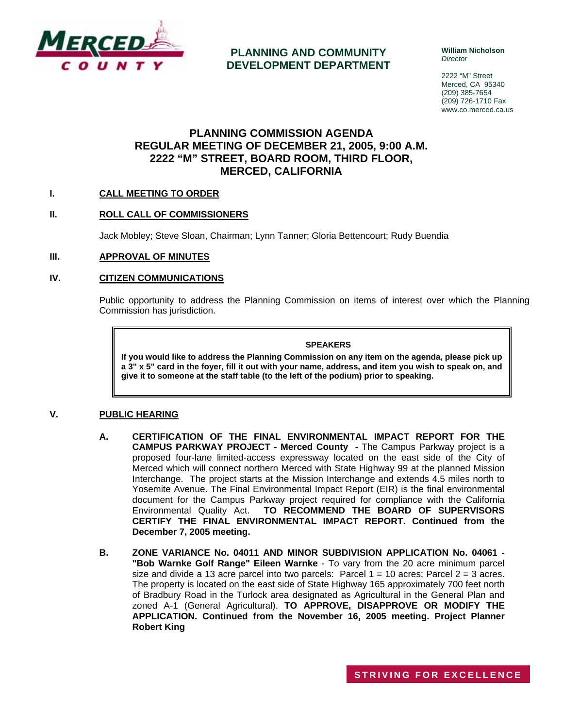MERCED COUNTY

**PLANNING AND COMMUNITY DEVELOPMENT DEPARTMENT**

**William Nicholson**
*Director*

2222 "M" Street
Merced, CA 95340
(209) 385-7654
(209) 726-1710 Fax
www.co.merced.ca.us

# PLANNING COMMISSION AGENDA
# REGULAR MEETING OF DECEMBER 21, 2005, 9:00 A.M.
# 2222 "M" STREET, BOARD ROOM, THIRD FLOOR, MERCED, CALIFORNIA

## I. CALL MEETING TO ORDER

## II. ROLL CALL OF COMMISSIONERS

Jack Mobley; Steve Sloan, Chairman; Lynn Tanner; Gloria Bettencourt; Rudy Buendia

## III. APPROVAL OF MINUTES

## IV. CITIZEN COMMUNICATIONS

Public opportunity to address the Planning Commission on items of interest over which the Planning Commission has jurisdiction.

> **SPEAKERS**
>
> **If you would like to address the Planning Commission on any item on the agenda, please pick up a 3" x 5" card in the foyer, fill it out with your name, address, and item you wish to speak on, and give it to someone at the staff table (to the left of the podium) prior to speaking.**

## V. PUBLIC HEARING

**A. CERTIFICATION OF THE FINAL ENVIRONMENTAL IMPACT REPORT FOR THE CAMPUS PARKWAY PROJECT - Merced County -** The Campus Parkway project is a proposed four-lane limited-access expressway located on the east side of the City of Merced which will connect northern Merced with State Highway 99 at the planned Mission Interchange. The project starts at the Mission Interchange and extends 4.5 miles north to Yosemite Avenue. The Final Environmental Impact Report (EIR) is the final environmental document for the Campus Parkway project required for compliance with the California Environmental Quality Act. **TO RECOMMEND THE BOARD OF SUPERVISORS CERTIFY THE FINAL ENVIRONMENTAL IMPACT REPORT. Continued from the December 7, 2005 meeting.**

**B. ZONE VARIANCE No. 04011 AND MINOR SUBDIVISION APPLICATION No. 04061 - "Bob Warnke Golf Range" Eileen Warnke** - To vary from the 20 acre minimum parcel size and divide a 13 acre parcel into two parcels: Parcel 1 = 10 acres; Parcel 2 = 3 acres. The property is located on the east side of State Highway 165 approximately 700 feet north of Bradbury Road in the Turlock area designated as Agricultural in the General Plan and zoned A-1 (General Agricultural). **TO APPROVE, DISAPPROVE OR MODIFY THE APPLICATION. Continued from the November 16, 2005 meeting. Project Planner Robert King**

STRIVING FOR EXCELLENCE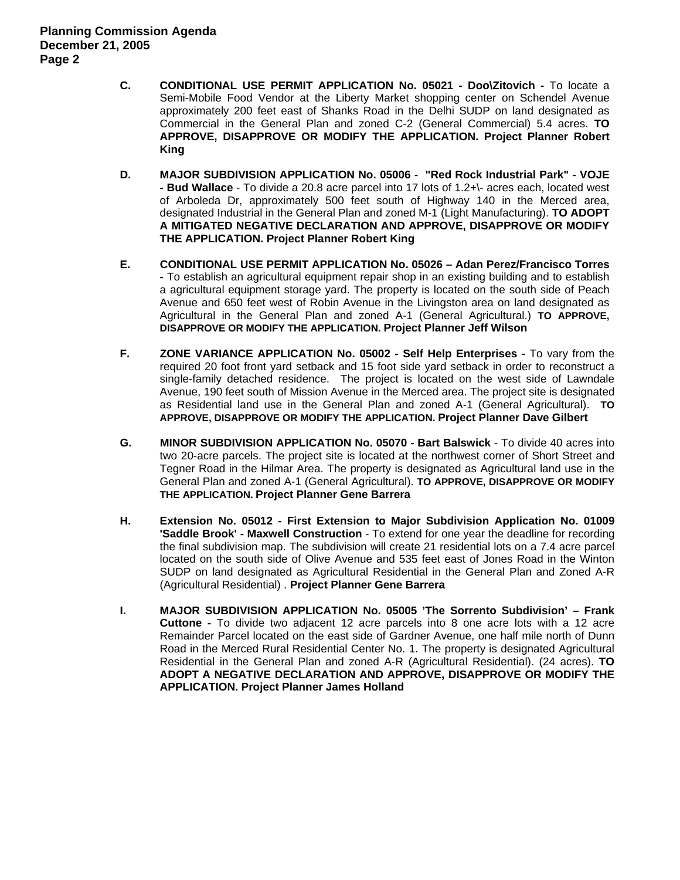**C. CONDITIONAL USE PERMIT APPLICATION No. 05021 - Doo\Zitovich -** To locate a Semi-Mobile Food Vendor at the Liberty Market shopping center on Schendel Avenue approximately 200 feet east of Shanks Road in the Delhi SUDP on land designated as Commercial in the General Plan and zoned C-2 (General Commercial) 5.4 acres. **TO APPROVE, DISAPPROVE OR MODIFY THE APPLICATION. Project Planner Robert King**

**D. MAJOR SUBDIVISION APPLICATION No. 05006 - "Red Rock Industrial Park" - VOJE - Bud Wallace** - To divide a 20.8 acre parcel into 17 lots of 1.2+\- acres each, located west of Arboleda Dr, approximately 500 feet south of Highway 140 in the Merced area, designated Industrial in the General Plan and zoned M-1 (Light Manufacturing). **TO ADOPT A MITIGATED NEGATIVE DECLARATION AND APPROVE, DISAPPROVE OR MODIFY THE APPLICATION. Project Planner Robert King**

**E. CONDITIONAL USE PERMIT APPLICATION No. 05026 – Adan Perez/Francisco Torres -** To establish an agricultural equipment repair shop in an existing building and to establish a agricultural equipment storage yard. The property is located on the south side of Peach Avenue and 650 feet west of Robin Avenue in the Livingston area on land designated as Agricultural in the General Plan and zoned A-1 (General Agricultural.) **TO APPROVE, DISAPPROVE OR MODIFY THE APPLICATION. Project Planner Jeff Wilson**

**F. ZONE VARIANCE APPLICATION No. 05002 - Self Help Enterprises -** To vary from the required 20 foot front yard setback and 15 foot side yard setback in order to reconstruct a single-family detached residence. The project is located on the west side of Lawndale Avenue, 190 feet south of Mission Avenue in the Merced area. The project site is designated as Residential land use in the General Plan and zoned A-1 (General Agricultural). **TO APPROVE, DISAPPROVE OR MODIFY THE APPLICATION. Project Planner Dave Gilbert**

**G. MINOR SUBDIVISION APPLICATION No. 05070 - Bart Balswick** - To divide 40 acres into two 20-acre parcels. The project site is located at the northwest corner of Short Street and Tegner Road in the Hilmar Area. The property is designated as Agricultural land use in the General Plan and zoned A-1 (General Agricultural). **TO APPROVE, DISAPPROVE OR MODIFY THE APPLICATION. Project Planner Gene Barrera**

**H. Extension No. 05012 - First Extension to Major Subdivision Application No. 01009 'Saddle Brook' - Maxwell Construction** - To extend for one year the deadline for recording the final subdivision map. The subdivision will create 21 residential lots on a 7.4 acre parcel located on the south side of Olive Avenue and 535 feet east of Jones Road in the Winton SUDP on land designated as Agricultural Residential in the General Plan and Zoned A-R (Agricultural Residential) . **Project Planner Gene Barrera**

**I. MAJOR SUBDIVISION APPLICATION No. 05005 'The Sorrento Subdivision' – Frank Cuttone -** To divide two adjacent 12 acre parcels into 8 one acre lots with a 12 acre Remainder Parcel located on the east side of Gardner Avenue, one half mile north of Dunn Road in the Merced Rural Residential Center No. 1. The property is designated Agricultural Residential in the General Plan and zoned A-R (Agricultural Residential). (24 acres). **TO ADOPT A NEGATIVE DECLARATION AND APPROVE, DISAPPROVE OR MODIFY THE APPLICATION. Project Planner James Holland**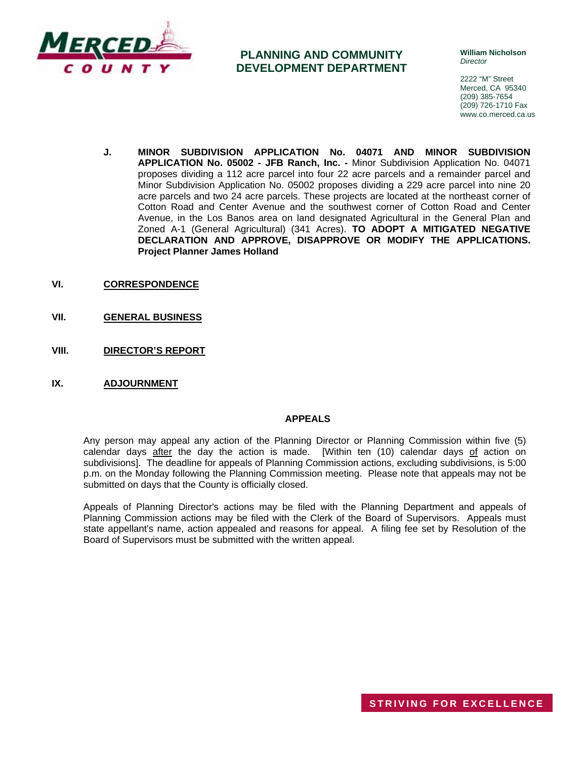**J. MINOR SUBDIVISION APPLICATION No. 04071 AND MINOR SUBDIVISION APPLICATION No. 05002 - JFB Ranch, Inc. -** Minor Subdivision Application No. 04071 proposes dividing a 112 acre parcel into four 22 acre parcels and a remainder parcel and Minor Subdivision Application No. 05002 proposes dividing a 229 acre parcel into nine 20 acre parcels and two 24 acre parcels. These projects are located at the northeast corner of Cotton Road and Center Avenue and the southwest corner of Cotton Road and Center Avenue, in the Los Banos area on land designated Agricultural in the General Plan and Zoned A-1 (General Agricultural) (341 Acres). **TO ADOPT A MITIGATED NEGATIVE DECLARATION AND APPROVE, DISAPPROVE OR MODIFY THE APPLICATIONS. Project Planner James Holland**

## VI. CORRESPONDENCE

## VII. GENERAL BUSINESS

## VIII. DIRECTOR'S REPORT

## IX. ADJOURNMENT

### APPEALS

Any person may appeal any action of the Planning Director or Planning Commission within five (5) calendar days after the day the action is made. [Within ten (10) calendar days of action on subdivisions]. The deadline for appeals of Planning Commission actions, excluding subdivisions, is 5:00 p.m. on the Monday following the Planning Commission meeting. Please note that appeals may not be submitted on days that the County is officially closed.

Appeals of Planning Director's actions may be filed with the Planning Department and appeals of Planning Commission actions may be filed with the Clerk of the Board of Supervisors. Appeals must state appellant's name, action appealed and reasons for appeal. A filing fee set by Resolution of the Board of Supervisors must be submitted with the written appeal.